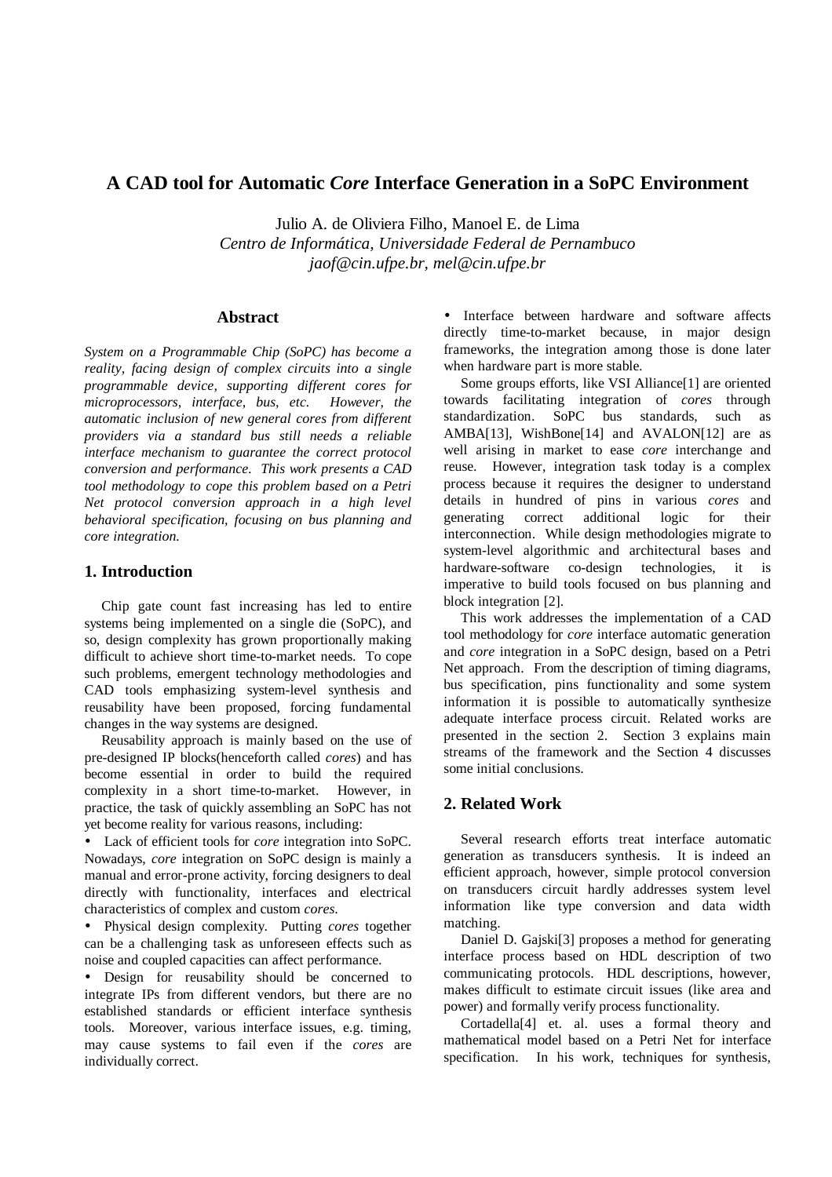# A CAD tool for Automatic *Core* Interface Generation in a SoPC Environment

Julio A. de Oliviera Filho, Manoel E. de Lima
*Centro de Informática, Universidade Federal de Pernambuco*
*jaof@cin.ufpe.br, mel@cin.ufpe.br*

## Abstract

*System on a Programmable Chip (SoPC) has become a reality, facing design of complex circuits into a single programmable device, supporting different cores for microprocessors, interface, bus, etc. However, the automatic inclusion of new general cores from different providers via a standard bus still needs a reliable interface mechanism to guarantee the correct protocol conversion and performance. This work presents a CAD tool methodology to cope this problem based on a Petri Net protocol conversion approach in a high level behavioral specification, focusing on bus planning and core integration.*

## 1. Introduction

Chip gate count fast increasing has led to entire systems being implemented on a single die (SoPC), and so, design complexity has grown proportionally making difficult to achieve short time-to-market needs. To cope such problems, emergent technology methodologies and CAD tools emphasizing system-level synthesis and reusability have been proposed, forcing fundamental changes in the way systems are designed.

Reusability approach is mainly based on the use of pre-designed IP blocks(henceforth called *cores*) and has become essential in order to build the required complexity in a short time-to-market. However, in practice, the task of quickly assembling an SoPC has not yet become reality for various reasons, including:

- Lack of efficient tools for *core* integration into SoPC. Nowadays, *core* integration on SoPC design is mainly a manual and error-prone activity, forcing designers to deal directly with functionality, interfaces and electrical characteristics of complex and custom *cores.*
- Physical design complexity. Putting *cores* together can be a challenging task as unforeseen effects such as noise and coupled capacities can affect performance.
- Design for reusability should be concerned to integrate IPs from different vendors, but there are no established standards or efficient interface synthesis tools. Moreover, various interface issues, e.g. timing, may cause systems to fail even if the *cores* are individually correct.
- Interface between hardware and software affects directly time-to-market because, in major design frameworks, the integration among those is done later when hardware part is more stable.

Some groups efforts, like VSI Alliance[1] are oriented towards facilitating integration of *cores* through standardization. SoPC bus standards, such as AMBA[13], WishBone[14] and AVALON[12] are as well arising in market to ease *core* interchange and reuse. However, integration task today is a complex process because it requires the designer to understand details in hundred of pins in various *cores* and generating correct additional logic for their interconnection. While design methodologies migrate to system-level algorithmic and architectural bases and hardware-software co-design technologies, it is imperative to build tools focused on bus planning and block integration [2].

This work addresses the implementation of a CAD tool methodology for *core* interface automatic generation and *core* integration in a SoPC design, based on a Petri Net approach. From the description of timing diagrams, bus specification, pins functionality and some system information it is possible to automatically synthesize adequate interface process circuit. Related works are presented in the section 2. Section 3 explains main streams of the framework and the Section 4 discusses some initial conclusions.

## 2. Related Work

Several research efforts treat interface automatic generation as transducers synthesis. It is indeed an efficient approach, however, simple protocol conversion on transducers circuit hardly addresses system level information like type conversion and data width matching.

Daniel D. Gajski[3] proposes a method for generating interface process based on HDL description of two communicating protocols. HDL descriptions, however, makes difficult to estimate circuit issues (like area and power) and formally verify process functionality.

Cortadella[4] et. al. uses a formal theory and mathematical model based on a Petri Net for interface specification. In his work, techniques for synthesis,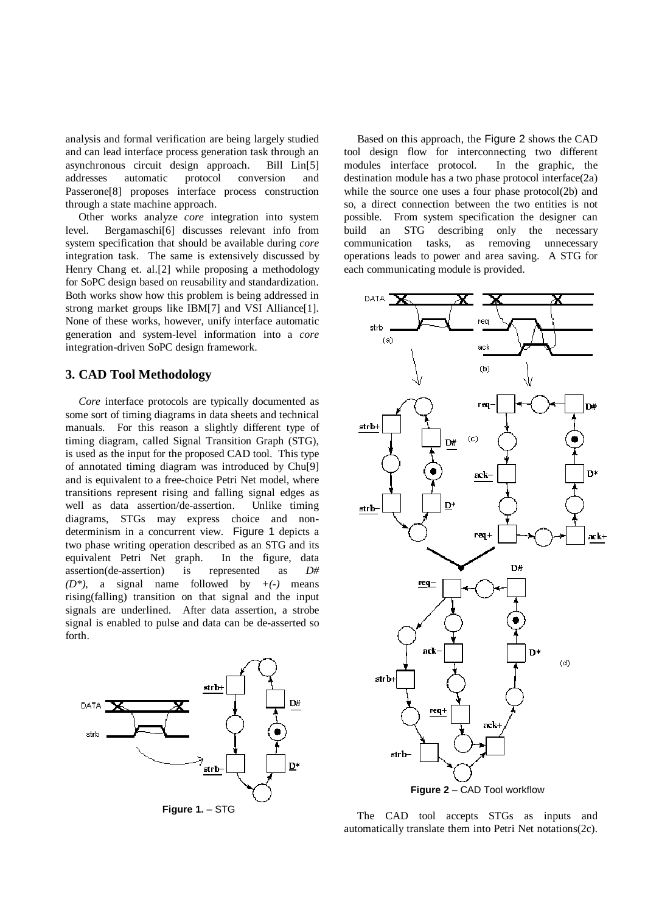analysis and formal verification are being largely studied and can lead interface process generation task through an asynchronous circuit design approach. Bill Lin[5] addresses automatic protocol conversion and Passerone[8] proposes interface process construction through a state machine approach.

Other works analyze *core* integration into system level. Bergamaschi[6] discusses relevant info from system specification that should be available during *core* integration task. The same is extensively discussed by Henry Chang et. al.[2] while proposing a methodology for SoPC design based on reusability and standardization. Both works show how this problem is being addressed in strong market groups like IBM[7] and VSI Alliance[1]. None of these works, however, unify interface automatic generation and system-level information into a *core* integration-driven SoPC design framework.

## 3. CAD Tool Methodology

*Core* interface protocols are typically documented as some sort of timing diagrams in data sheets and technical manuals. For this reason a slightly different type of timing diagram, called Signal Transition Graph (STG), is used as the input for the proposed CAD tool. This type of annotated timing diagram was introduced by Chu[9] and is equivalent to a free-choice Petri Net model, where transitions represent rising and falling signal edges as well as data assertion/de-assertion. Unlike timing diagrams, STGs may express choice and non-determinism in a concurrent view. Figure 1 depicts a two phase writing operation described as an STG and its equivalent Petri Net graph. In the figure, data assertion(de-assertion) is represented as *D#* *(D\*)*, a signal name followed by *+(-)* means rising(falling) transition on that signal and the input signals are underlined. After data assertion, a strobe signal is enabled to pulse and data can be de-asserted so forth.

**Figure 1.** – STG

Based on this approach, the Figure 2 shows the CAD tool design flow for interconnecting two different modules interface protocol. In the graphic, the destination module has a two phase protocol interface(2a) while the source one uses a four phase protocol(2b) and so, a direct connection between the two entities is not possible. From system specification the designer can build an STG describing only the necessary communication tasks, as removing unnecessary operations leads to power and area saving. A STG for each communicating module is provided.

**Figure 2** – CAD Tool workflow

The CAD tool accepts STGs as inputs and automatically translate them into Petri Net notations(2c).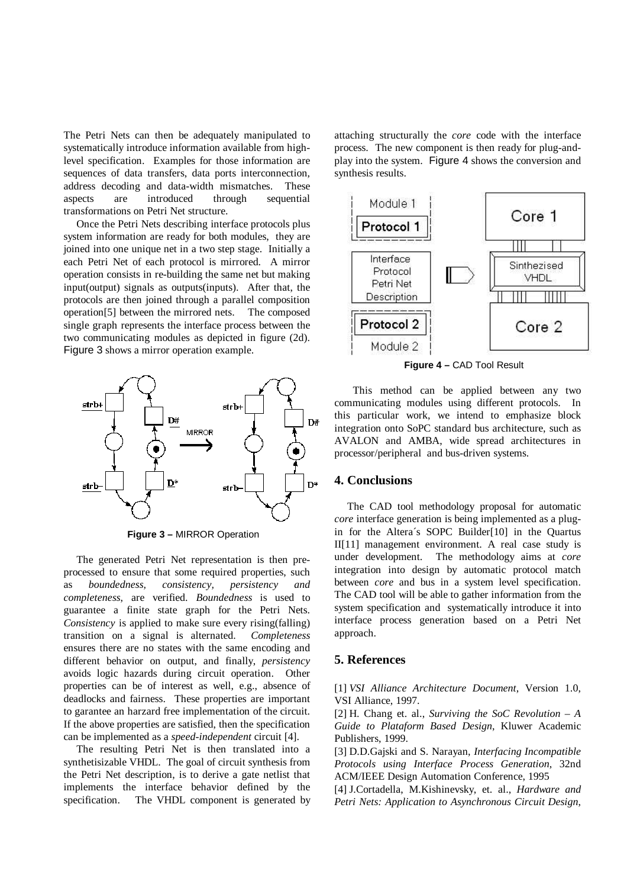The Petri Nets can then be adequately manipulated to systematically introduce information available from high-level specification. Examples for those information are sequences of data transfers, data ports interconnection, address decoding and data-width mismatches. These aspects are introduced through sequential transformations on Petri Net structure.

Once the Petri Nets describing interface protocols plus system information are ready for both modules, they are joined into one unique net in a two step stage. Initially a each Petri Net of each protocol is mirrored. A mirror operation consists in re-building the same net but making input(output) signals as outputs(inputs). After that, the protocols are then joined through a parallel composition operation[5] between the mirrored nets. The composed single graph represents the interface process between the two communicating modules as depicted in figure (2d). Figure 3 shows a mirror operation example.

**Figure 3 –** MIRROR Operation

The generated Petri Net representation is then pre-processed to ensure that some required properties, such as *boundedness, consistency, persistency and completeness*, are verified. *Boundedness* is used to guarantee a finite state graph for the Petri Nets. *Consistency* is applied to make sure every rising(falling) transition on a signal is alternated. *Completeness* ensures there are no states with the same encoding and different behavior on output, and finally, *persistency* avoids logic hazards during circuit operation. Other properties can be of interest as well, e.g., absence of deadlocks and fairness. These properties are important to garantee an harzard free implementation of the circuit. If the above properties are satisfied, then the specification can be implemented as a *speed-independent* circuit [4].

The resulting Petri Net is then translated into a synthetisizable VHDL. The goal of circuit synthesis from the Petri Net description, is to derive a gate netlist that implements the interface behavior defined by the specification. The VHDL component is generated by attaching structurally the *core* code with the interface process. The new component is then ready for plug-and-play into the system. Figure 4 shows the conversion and synthesis results.

**Figure 4 –** CAD Tool Result

This method can be applied between any two communicating modules using different protocols. In this particular work, we intend to emphasize block integration onto SoPC standard bus architecture, such as AVALON and AMBA, wide spread architectures in processor/peripheral and bus-driven systems.

## 4. Conclusions

The CAD tool methodology proposal for automatic *core* interface generation is being implemented as a plug-in for the Altera´s SOPC Builder[10] in the Quartus II[11] management environment. A real case study is under development. The methodology aims at *core* integration into design by automatic protocol match between *core* and bus in a system level specification. The CAD tool will be able to gather information from the system specification and systematically introduce it into interface process generation based on a Petri Net approach.

## 5. References

[1] *VSI Alliance Architecture Document*, Version 1.0, VSI Alliance, 1997.

[2] H. Chang et. al., *Surviving the SoC Revolution – A Guide to Plataform Based Design*, Kluwer Academic Publishers, 1999.

[3] D.D.Gajski and S. Narayan, *Interfacing Incompatible Protocols using Interface Process Generation*, 32nd ACM/IEEE Design Automation Conference, 1995

[4] J.Cortadella, M.Kishinevsky, et. al., *Hardware and Petri Nets: Application to Asynchronous Circuit Design,*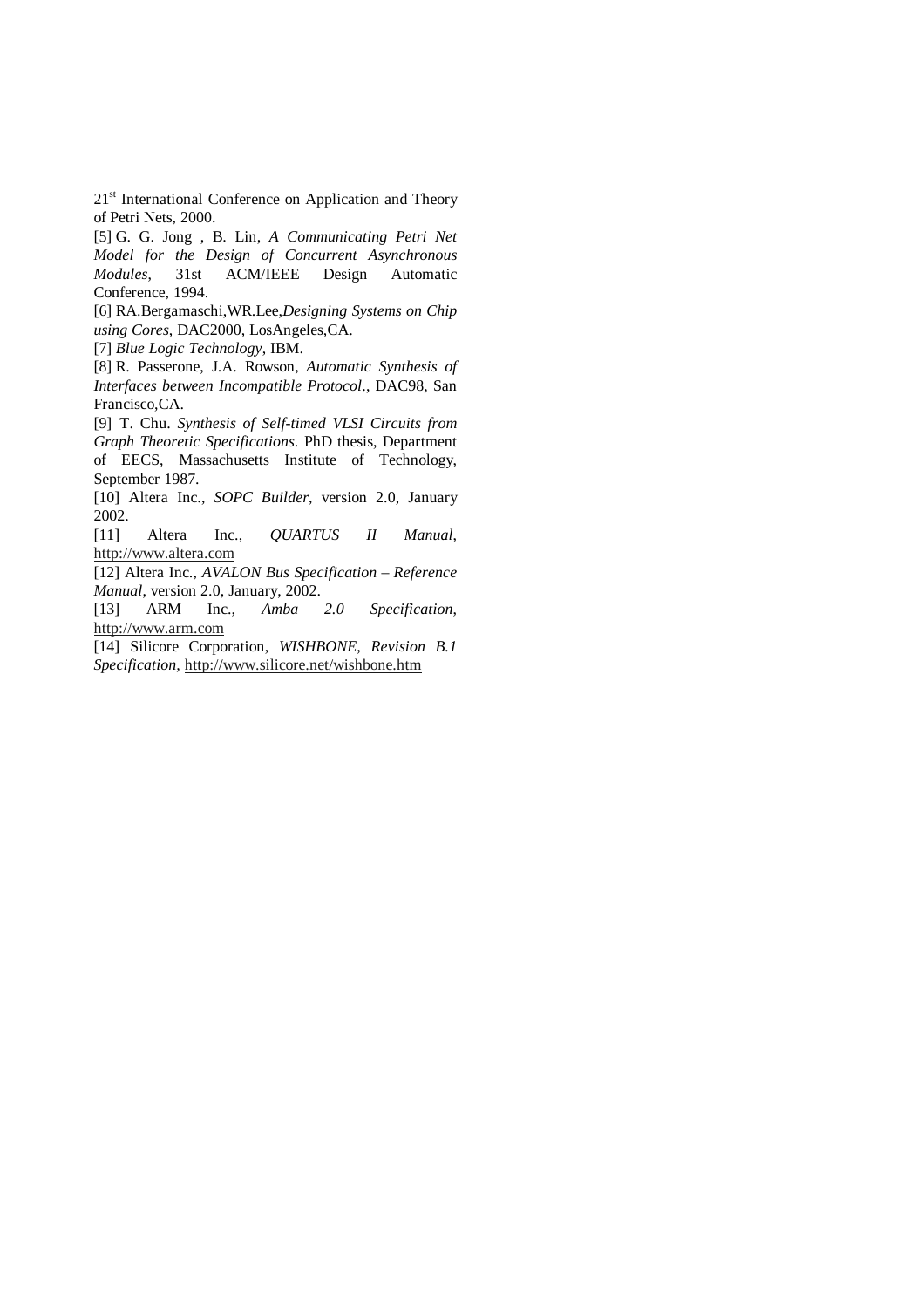21st International Conference on Application and Theory of Petri Nets, 2000.

[5] G. G. Jong , B. Lin, *A Communicating Petri Net Model for the Design of Concurrent Asynchronous Modules*, 31st ACM/IEEE Design Automatic Conference, 1994.

[6] RA.Bergamaschi,WR.Lee,*Designing Systems on Chip using Cores*, DAC2000, LosAngeles,CA.

[7] *Blue Logic Technology*, IBM.

[8] R. Passerone, J.A. Rowson, *Automatic Synthesis of Interfaces between Incompatible Protocol*., DAC98, San Francisco,CA.

[9] T. Chu. *Synthesis of Self-timed VLSI Circuits from Graph Theoretic Specifications*. PhD thesis, Department of EECS, Massachusetts Institute of Technology, September 1987.

[10] Altera Inc., *SOPC Builder*, version 2.0, January 2002.

[11] Altera Inc., *QUARTUS II Manual*, http://www.altera.com

[12] Altera Inc., *AVALON Bus Specification – Reference Manual*, version 2.0, January, 2002.

[13] ARM Inc., *Amba 2.0 Specification*, http://www.arm.com

[14] Silicore Corporation, *WISHBONE, Revision B.1 Specification*, http://www.silicore.net/wishbone.htm